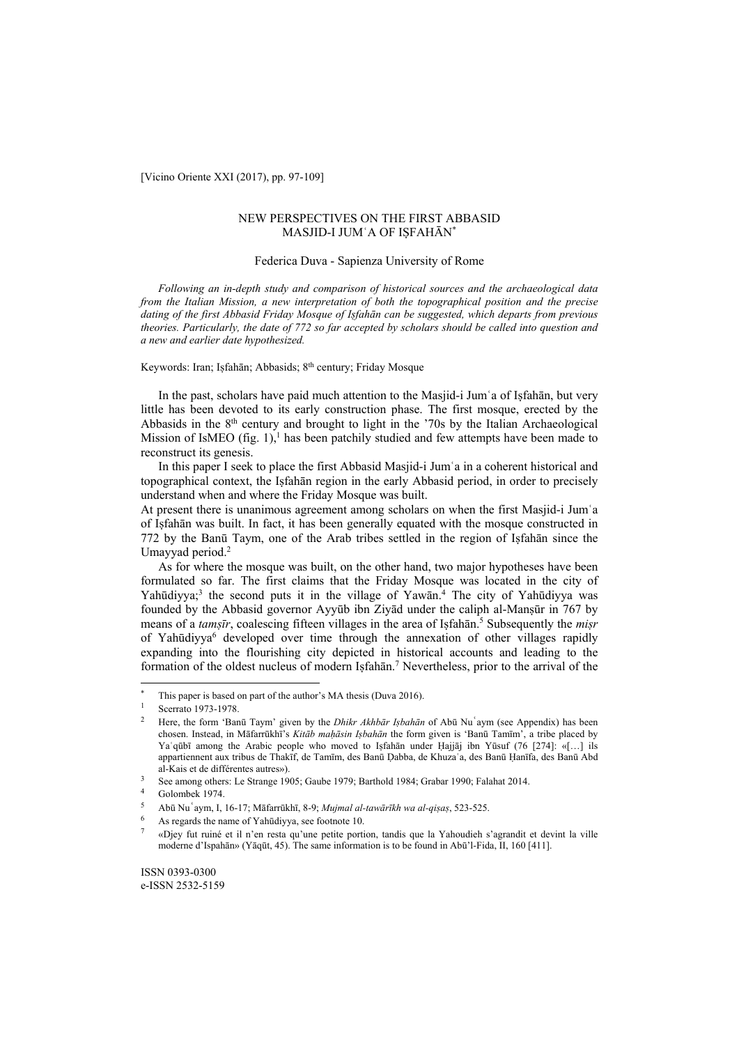[Vicino Oriente XXI (2017), pp. 97-109]

# NEW PERSPECTIVES ON THE FIRST ABBASID MASJID-I JUMʿA OF IṢFAHĀN*

Federica Duva - Sapienza University of Rome

*Following an in-depth study and comparison of historical sources and the archaeological data from the Italian Mission, a new interpretation of both the topographical position and the precise dating of the first Abbasid Friday Mosque of Iṣfahān can be suggested, which departs from previous theories. Particularly, the date of 772 so far accepted by scholars should be called into question and a new and earlier date hypothesized.*

Keywords: Iran; Iṣfahān; Abbasids; 8th century; Friday Mosque

In the past, scholars have paid much attention to the Masjid-i Jumʿa of Iṣfahān, but very little has been devoted to its early construction phase. The first mosque, erected by the Abbasids in the 8th century and brought to light in the '70s by the Italian Archaeological Mission of IsMEO (fig. 1),[1] has been patchily studied and few attempts have been made to reconstruct its genesis.

In this paper I seek to place the first Abbasid Masjid-i Jumʿa in a coherent historical and topographical context, the Iṣfahān region in the early Abbasid period, in order to precisely understand when and where the Friday Mosque was built.

At present there is unanimous agreement among scholars on when the first Masjid-i Jumʿa of Iṣfahān was built. In fact, it has been generally equated with the mosque constructed in 772 by the Banū Taym, one of the Arab tribes settled in the region of Iṣfahān since the Umayyad period.[2]

As for where the mosque was built, on the other hand, two major hypotheses have been formulated so far. The first claims that the Friday Mosque was located in the city of Yahūdiyya;[3] the second puts it in the village of Yawān.[4] The city of Yahūdiyya was founded by the Abbasid governor Ayyūb ibn Ziyād under the caliph al-Manṣūr in 767 by means of a *tamṣīr*, coalescing fifteen villages in the area of Iṣfahān.[5] Subsequently the *miṣr* of Yahūdiyya[6] developed over time through the annexation of other villages rapidly expanding into the flourishing city depicted in historical accounts and leading to the formation of the oldest nucleus of modern Iṣfahān.[7] Nevertheless, prior to the arrival of the

---

\* This paper is based on part of the author's MA thesis (Duva 2016).

[1] Scerrato 1973-1978.

[2] Here, the form 'Banū Taym' given by the *Dhikr Akhbār Iṣbahān* of Abū Nuʿaym (see Appendix) has been chosen. Instead, in Māfarrūkhī's *Kitāb maḥāsin Iṣbahān* the form given is 'Banū Tamīm', a tribe placed by Yaʿqūbī among the Arabic people who moved to Iṣfahān under Ḥajjāj ibn Yūsuf (76 [274]: «[…] ils appartiennent aux tribus de Thakīf, de Tamīm, des Banū Ḍabba, de Khuzaʿa, des Banū Ḥanīfa, des Banū Abd al-Kais et de différentes autres»).

[3] See among others: Le Strange 1905; Gaube 1979; Barthold 1984; Grabar 1990; Falahat 2014.

[4] Golombek 1974.

[5] Abū Nuʿaym, I, 16-17; Māfarrūkhī, 8-9; *Mujmal al-tawārīkh wa al-qiṣaṣ*, 523-525.

[6] As regards the name of Yahūdiyya, see footnote 10.

[7] «Djey fut ruiné et il n'en resta qu'une petite portion, tandis que la Yahoudieh s'agrandit et devint la ville moderne d'Ispahān» (Yāqūt, 45). The same information is to be found in Abū'l-Fida, II, 160 [411].

ISSN 0393-0300
e-ISSN 2532-5159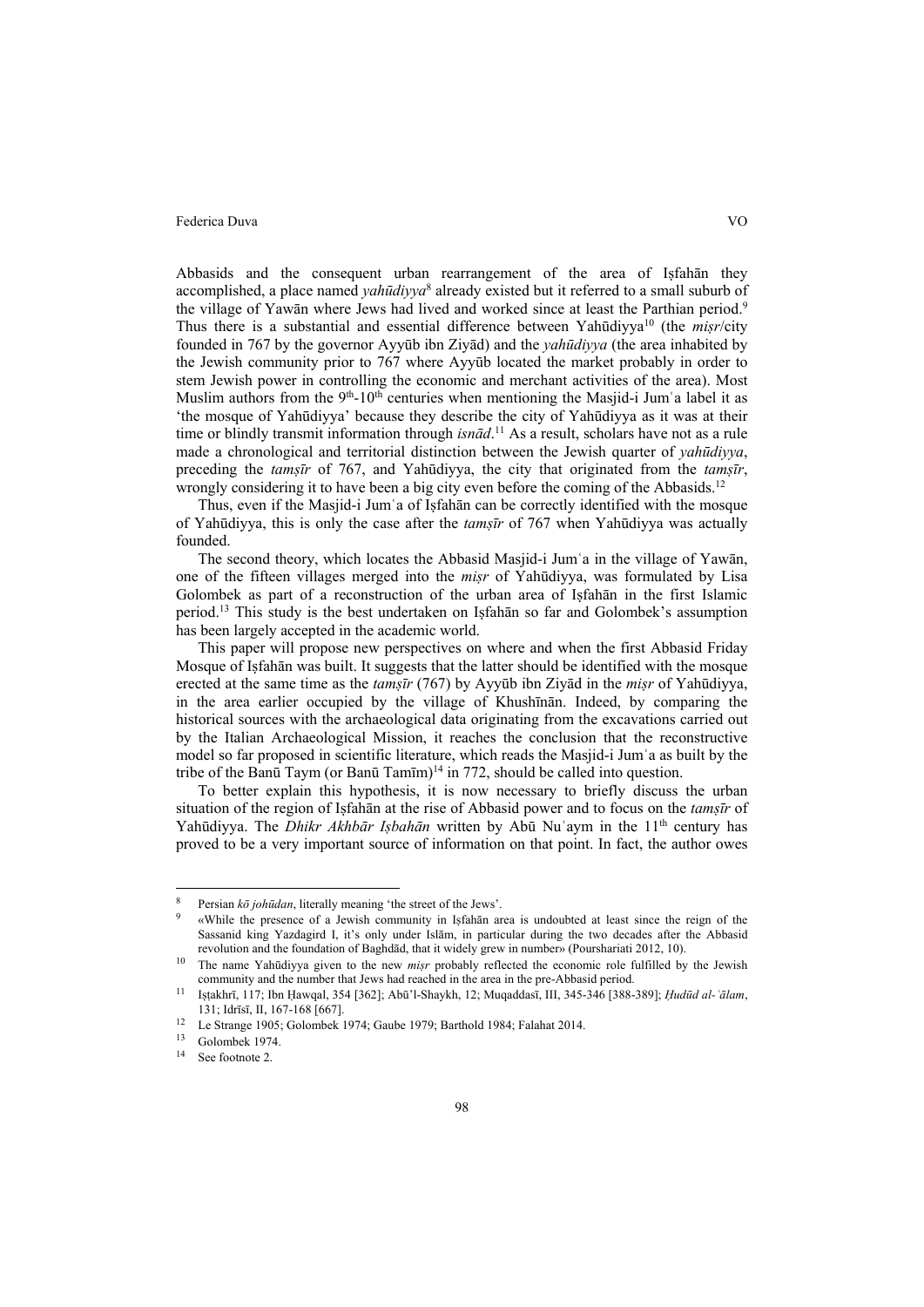Abbasids and the consequent urban rearrangement of the area of Iṣfahān they accomplished, a place named *yahūdiyya*[8] already existed but it referred to a small suburb of the village of Yawān where Jews had lived and worked since at least the Parthian period.[9] Thus there is a substantial and essential difference between Yahūdiyya[10] (the *miṣr*/city founded in 767 by the governor Ayyūb ibn Ziyād) and the *yahūdiyya* (the area inhabited by the Jewish community prior to 767 where Ayyūb located the market probably in order to stem Jewish power in controlling the economic and merchant activities of the area). Most Muslim authors from the 9th-10th centuries when mentioning the Masjid-i Jumʿa label it as 'the mosque of Yahūdiyya' because they describe the city of Yahūdiyya as it was at their time or blindly transmit information through *isnād*.[11] As a result, scholars have not as a rule made a chronological and territorial distinction between the Jewish quarter of *yahūdiyya*, preceding the *tamṣīr* of 767, and Yahūdiyya, the city that originated from the *tamṣīr*, wrongly considering it to have been a big city even before the coming of the Abbasids.[12]

Thus, even if the Masjid-i Jumʿa of Iṣfahān can be correctly identified with the mosque of Yahūdiyya, this is only the case after the *tamṣīr* of 767 when Yahūdiyya was actually founded.

The second theory, which locates the Abbasid Masjid-i Jumʿa in the village of Yawān, one of the fifteen villages merged into the *miṣr* of Yahūdiyya, was formulated by Lisa Golombek as part of a reconstruction of the urban area of Iṣfahān in the first Islamic period.[13] This study is the best undertaken on Iṣfahān so far and Golombek's assumption has been largely accepted in the academic world.

This paper will propose new perspectives on where and when the first Abbasid Friday Mosque of Iṣfahān was built. It suggests that the latter should be identified with the mosque erected at the same time as the *tamṣīr* (767) by Ayyūb ibn Ziyād in the *miṣr* of Yahūdiyya, in the area earlier occupied by the village of Khushīnān. Indeed, by comparing the historical sources with the archaeological data originating from the excavations carried out by the Italian Archaeological Mission, it reaches the conclusion that the reconstructive model so far proposed in scientific literature, which reads the Masjid-i Jumʿa as built by the tribe of the Banū Taym (or Banū Tamīm)[14] in 772, should be called into question.

To better explain this hypothesis, it is now necessary to briefly discuss the urban situation of the region of Iṣfahān at the rise of Abbasid power and to focus on the *tamṣīr* of Yahūdiyya. The *Dhikr Akhbār Iṣbahān* written by Abū Nuʿaym in the 11th century has proved to be a very important source of information on that point. In fact, the author owes

---

[8] Persian *kō johūdan*, literally meaning 'the street of the Jews'.

[9] «While the presence of a Jewish community in Iṣfahān area is undoubted at least since the reign of the Sassanid king Yazdagird I, it's only under Islām, in particular during the two decades after the Abbasid revolution and the foundation of Baghdād, that it widely grew in number» (Pourshariati 2012, 10).

[10] The name Yahūdiyya given to the new *miṣr* probably reflected the economic role fulfilled by the Jewish community and the number that Jews had reached in the area in the pre-Abbasid period.

[11] Iṣṭakhrī, 117; Ibn Ḥawqal, 354 [362]; Abū'l-Shaykh, 12; Muqaddasī, III, 345-346 [388-389]; *Ḥudūd al-ʿālam*, 131; Idrīsī, II, 167-168 [667].

[12] Le Strange 1905; Golombek 1974; Gaube 1979; Barthold 1984; Falahat 2014.

[13] Golombek 1974.

[14] See footnote 2.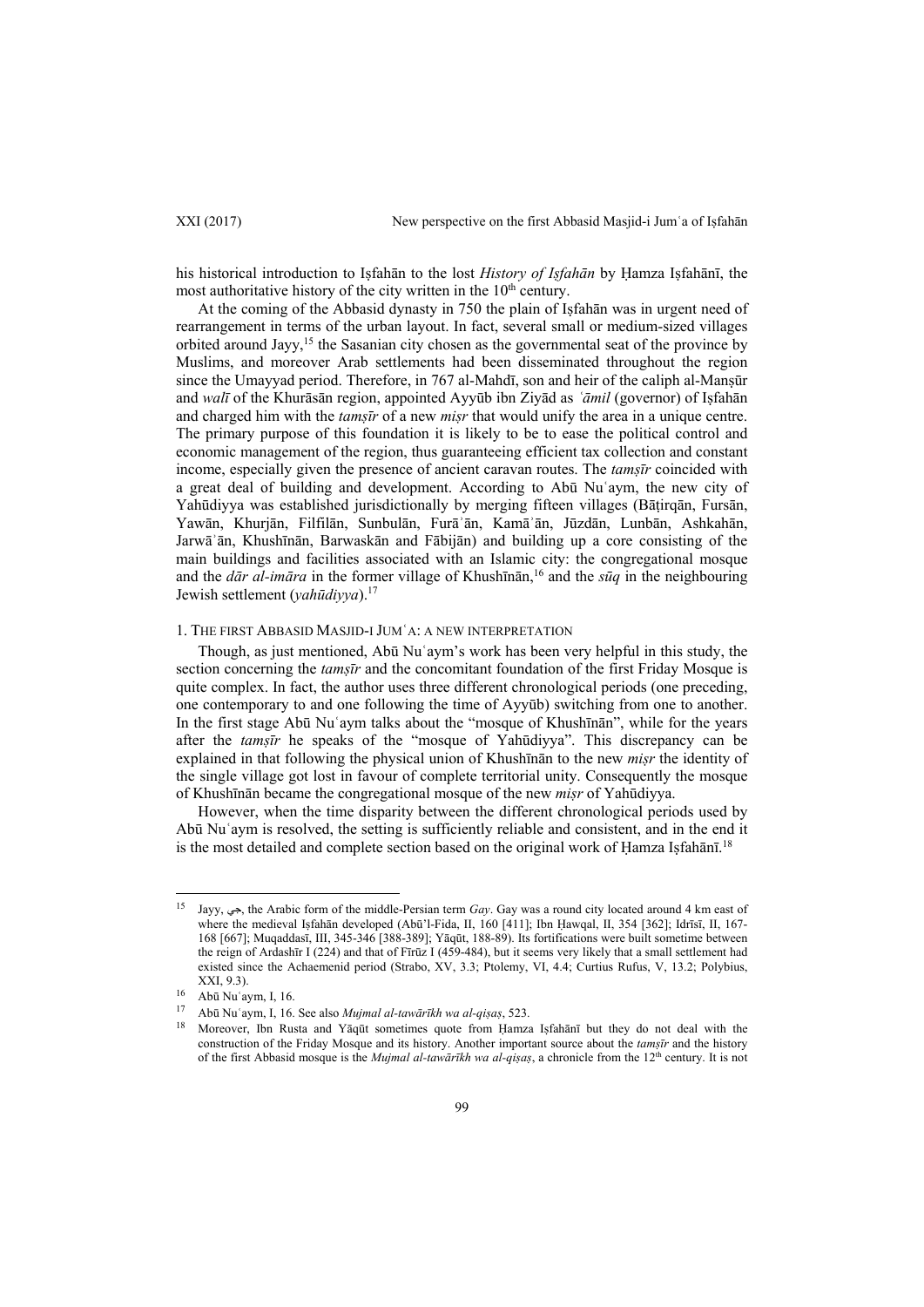his historical introduction to Iṣfahān to the lost *History of Iṣfahān* by Ḥamza Iṣfahānī, the most authoritative history of the city written in the 10th century.

At the coming of the Abbasid dynasty in 750 the plain of Iṣfahān was in urgent need of rearrangement in terms of the urban layout. In fact, several small or medium-sized villages orbited around Jayy,[15] the Sasanian city chosen as the governmental seat of the province by Muslims, and moreover Arab settlements had been disseminated throughout the region since the Umayyad period. Therefore, in 767 al-Mahdī, son and heir of the caliph al-Manṣūr and *walī* of the Khurāsān region, appointed Ayyūb ibn Ziyād as *ʿāmil* (governor) of Iṣfahān and charged him with the *tamṣīr* of a new *miṣr* that would unify the area in a unique centre. The primary purpose of this foundation it is likely to be to ease the political control and economic management of the region, thus guaranteeing efficient tax collection and constant income, especially given the presence of ancient caravan routes. The *tamṣīr* coincided with a great deal of building and development. According to Abū Nuʿaym, the new city of Yahūdiyya was established jurisdictionally by merging fifteen villages (Bāṭirqān, Fursān, Yawān, Khurjān, Filfilān, Sunbulān, Furāʾān, Kamāʾān, Jūzdān, Lunbān, Ashkahān, Jarwāʾān, Khushīnān, Barwaskān and Fābijān) and building up a core consisting of the main buildings and facilities associated with an Islamic city: the congregational mosque and the *dār al-imāra* in the former village of Khushīnān,[16] and the *sūq* in the neighbouring Jewish settlement (*yahūdiyya*).[17]

## 1. The first Abbasid Masjid-i Jumʿa: a new interpretation

Though, as just mentioned, Abū Nuʿaym's work has been very helpful in this study, the section concerning the *tamṣīr* and the concomitant foundation of the first Friday Mosque is quite complex. In fact, the author uses three different chronological periods (one preceding, one contemporary to and one following the time of Ayyūb) switching from one to another. In the first stage Abū Nuʿaym talks about the "mosque of Khushīnān", while for the years after the *tamṣīr* he speaks of the "mosque of Yahūdiyya". This discrepancy can be explained in that following the physical union of Khushīnān to the new *miṣr* the identity of the single village got lost in favour of complete territorial unity. Consequently the mosque of Khushīnān became the congregational mosque of the new *miṣr* of Yahūdiyya.

However, when the time disparity between the different chronological periods used by Abū Nuʿaym is resolved, the setting is sufficiently reliable and consistent, and in the end it is the most detailed and complete section based on the original work of Ḥamza Iṣfahānī.[18]

---

[15] Jayy, جي, the Arabic form of the middle-Persian term *Gay*. Gay was a round city located around 4 km east of where the medieval Iṣfahān developed (Abū'l-Fida, II, 160 [411]; Ibn Ḥawqal, II, 354 [362]; Idrīsī, II, 167-168 [667]; Muqaddasī, III, 345-346 [388-389]; Yāqūt, 188-89). Its fortifications were built sometime between the reign of Ardashīr I (224) and that of Fīrūz I (459-484), but it seems very likely that a small settlement had existed since the Achaemenid period (Strabo, XV, 3.3; Ptolemy, VI, 4.4; Curtius Rufus, V, 13.2; Polybius, XXI, 9.3).

[16] Abū Nuʿaym, I, 16.

[17] Abū Nuʿaym, I, 16. See also *Mujmal al-tawārīkh wa al-qiṣaṣ*, 523.

[18] Moreover, Ibn Rusta and Yāqūt sometimes quote from Ḥamza Iṣfahānī but they do not deal with the construction of the Friday Mosque and its history. Another important source about the *tamṣīr* and the history of the first Abbasid mosque is the *Mujmal al-tawārīkh wa al-qiṣaṣ*, a chronicle from the 12th century. It is not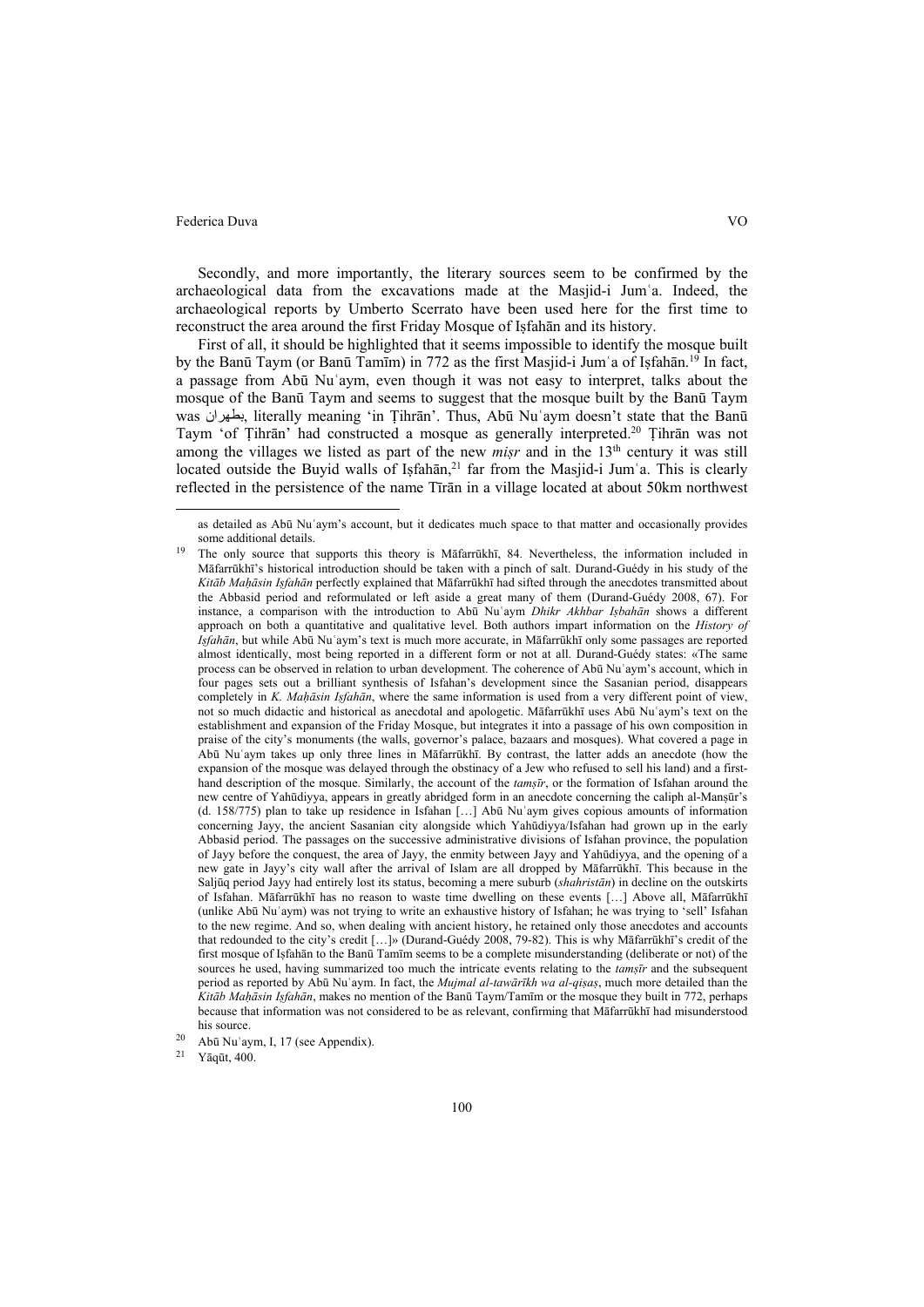Secondly, and more importantly, the literary sources seem to be confirmed by the archaeological data from the excavations made at the Masjid-i Jumʿa. Indeed, the archaeological reports by Umberto Scerrato have been used here for the first time to reconstruct the area around the first Friday Mosque of Iṣfahān and its history.

First of all, it should be highlighted that it seems impossible to identify the mosque built by the Banū Taym (or Banū Tamīm) in 772 as the first Masjid-i Jumʿa of Iṣfahān.[19] In fact, a passage from Abū Nuʿaym, even though it was not easy to interpret, talks about the mosque of the Banū Taym and seems to suggest that the mosque built by the Banū Taym was بطهران, literally meaning 'in Ṭihrān'. Thus, Abū Nuʿaym doesn't state that the Banū Taym 'of Ṭihrān' had constructed a mosque as generally interpreted.[20] Ṭihrān was not among the villages we listed as part of the new *miṣr* and in the 13th century it was still located outside the Buyid walls of Iṣfahān,[21] far from the Masjid-i Jumʿa. This is clearly reflected in the persistence of the name Tīrān in a village located at about 50km northwest

---

as detailed as Abū Nuʿaym's account, but it dedicates much space to that matter and occasionally provides some additional details.

[19] The only source that supports this theory is Māfarrūkhī, 84. Nevertheless, the information included in Māfarrūkhī's historical introduction should be taken with a pinch of salt. Durand-Guédy in his study of the *Kitāb Maḥāsin Iṣfahān* perfectly explained that Māfarrūkhī had sifted through the anecdotes transmitted about the Abbasid period and reformulated or left aside a great many of them (Durand-Guédy 2008, 67). For instance, a comparison with the introduction to Abū Nuʿaym *Dhikr Akhbar Iṣbahān* shows a different approach on both a quantitative and qualitative level. Both authors impart information on the *History of Iṣfahān*, but while Abū Nuʿaym's text is much more accurate, in Māfarrūkhī only some passages are reported almost identically, most being reported in a different form or not at all. Durand-Guédy states: «The same process can be observed in relation to urban development. The coherence of Abū Nuʿaym's account, which in four pages sets out a brilliant synthesis of Isfahan's development since the Sasanian period, disappears completely in *K. Maḥāsin Iṣfahān*, where the same information is used from a very different point of view, not so much didactic and historical as anecdotal and apologetic. Māfarrūkhī uses Abū Nuʿaym's text on the establishment and expansion of the Friday Mosque, but integrates it into a passage of his own composition in praise of the city's monuments (the walls, governor's palace, bazaars and mosques). What covered a page in Abū Nuʿaym takes up only three lines in Māfarrūkhī. By contrast, the latter adds an anecdote (how the expansion of the mosque was delayed through the obstinacy of a Jew who refused to sell his land) and a first-hand description of the mosque. Similarly, the account of the *tamṣīr*, or the formation of Isfahan around the new centre of Yahūdiyya, appears in greatly abridged form in an anecdote concerning the caliph al-Manṣūr's (d. 158/775) plan to take up residence in Isfahan […] Abū Nuʿaym gives copious amounts of information concerning Jayy, the ancient Sasanian city alongside which Yahūdiyya/Isfahan had grown up in the early Abbasid period. The passages on the successive administrative divisions of Isfahan province, the population of Jayy before the conquest, the area of Jayy, the enmity between Jayy and Yahūdiyya, and the opening of a new gate in Jayy's city wall after the arrival of Islam are all dropped by Māfarrūkhī. This because in the Saljūq period Jayy had entirely lost its status, becoming a mere suburb (*shahristān*) in decline on the outskirts of Isfahan. Māfarrūkhī has no reason to waste time dwelling on these events […] Above all, Māfarrūkhī (unlike Abū Nuʿaym) was not trying to write an exhaustive history of Isfahan; he was trying to 'sell' Isfahan to the new regime. And so, when dealing with ancient history, he retained only those anecdotes and accounts that redounded to the city's credit […]» (Durand-Guédy 2008, 79-82). This is why Māfarrūkhī's credit of the first mosque of Iṣfahān to the Banū Tamīm seems to be a complete misunderstanding (deliberate or not) of the sources he used, having summarized too much the intricate events relating to the *tamṣīr* and the subsequent period as reported by Abū Nuʿaym. In fact, the *Mujmal al-tawārīkh wa al-qiṣaṣ*, much more detailed than the *Kitāb Maḥāsin Iṣfahān*, makes no mention of the Banū Taym/Tamīm or the mosque they built in 772, perhaps because that information was not considered to be as relevant, confirming that Māfarrūkhī had misunderstood his source.

[20] Abū Nuʿaym, I, 17 (see Appendix).

[21] Yāqūt, 400.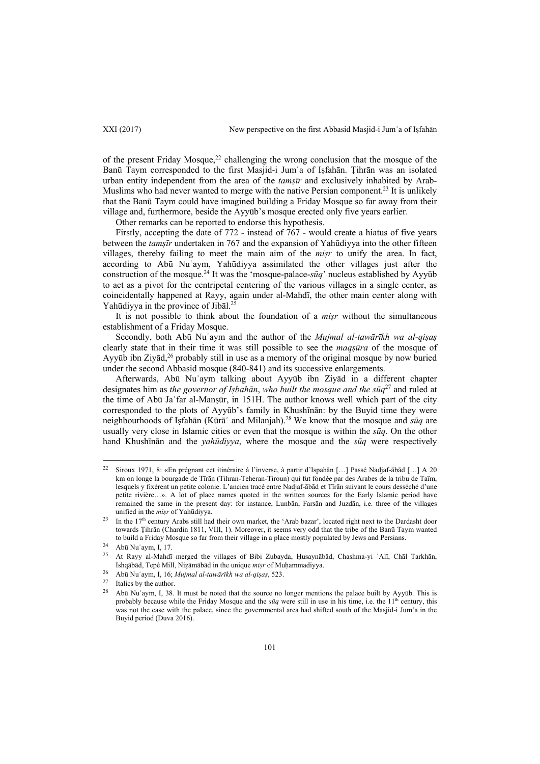of the present Friday Mosque,[22] challenging the wrong conclusion that the mosque of the Banū Taym corresponded to the first Masjid-i Jumʿa of Iṣfahān. Ṭihrān was an isolated urban entity independent from the area of the *tamṣīr* and exclusively inhabited by Arab-Muslims who had never wanted to merge with the native Persian component.[23] It is unlikely that the Banū Taym could have imagined building a Friday Mosque so far away from their village and, furthermore, beside the Ayyūb's mosque erected only five years earlier.

Other remarks can be reported to endorse this hypothesis.

Firstly, accepting the date of 772 - instead of 767 - would create a hiatus of five years between the *tamṣīr* undertaken in 767 and the expansion of Yahūdiyya into the other fifteen villages, thereby failing to meet the main aim of the *miṣr* to unify the area. In fact, according to Abū Nuʿaym, Yahūdiyya assimilated the other villages just after the construction of the mosque.[24] It was the 'mosque-palace-*sūq*' nucleus established by Ayyūb to act as a pivot for the centripetal centering of the various villages in a single center, as coincidentally happened at Rayy, again under al-Mahdī, the other main center along with Yahūdiyya in the province of Jibāl.[25]

It is not possible to think about the foundation of a *miṣr* without the simultaneous establishment of a Friday Mosque.

Secondly, both Abū Nuʿaym and the author of the *Mujmal al-tawārīkh wa al-qiṣaṣ* clearly state that in their time it was still possible to see the *maqṣūra* of the mosque of Ayyūb ibn Ziyād,[26] probably still in use as a memory of the original mosque by now buried under the second Abbasid mosque (840-841) and its successive enlargements.

Afterwards, Abū Nuʿaym talking about Ayyūb ibn Ziyād in a different chapter designates him as *the governor of Iṣbahān*, *who built the mosque and the sūq*[27] and ruled at the time of Abū Jaʿfar al-Manṣūr, in 151H. The author knows well which part of the city corresponded to the plots of Ayyūb's family in Khushīnān: by the Buyid time they were neighbourhoods of Iṣfahān (Kūrāʾ and Milanjah).[28] We know that the mosque and *sūq* are usually very close in Islamic cities or even that the mosque is within the *sūq*. On the other hand Khushīnān and the *yahūdiyya*, where the mosque and the *sūq* were respectively

---

[22] Siroux 1971, 8: «En prégnant cet itinéraire à l'inverse, à partir d'Ispahān […] Passé Nadjaf-ābād […] A 20 km on longe la bourgade de Tīrān (Tihran-Teheran-Tiroun) qui fut fondée par des Arabes de la tribu de Taïm, lesquels y fixèrent un petite colonie. L'ancien tracé entre Nadjaf-ābād et Tīrān suivant le cours desséché d'une petite rivière…». A lot of place names quoted in the written sources for the Early Islamic period have remained the same in the present day: for instance, Lunbān, Farsān and Juzdān, i.e. three of the villages unified in the *miṣr* of Yahūdiyya.

[23] In the 17th century Arabs still had their own market, the 'Arab bazar', located right next to the Dardasht door towards Ṭihrān (Chardin 1811, VIII, 1). Moreover, it seems very odd that the tribe of the Banū Taym wanted to build a Friday Mosque so far from their village in a place mostly populated by Jews and Persians.

[24] Abū Nuʿaym, I, 17.

[25] At Rayy al-Mahdī merged the villages of Bibi Zubayda, Ḥusaynābād, Chashma-yi ʿAlī, Chāl Tarkhān, Ishqābād, Tepè Mill, Niẓāmābād in the unique *miṣr* of Muḥammadiyya.

[26] Abū Nuʿaym, I, 16; *Mujmal al-tawārīkh wa al-qiṣaṣ*, 523.

[27] Italics by the author.

[28] Abū Nuʿaym, I, 38. It must be noted that the source no longer mentions the palace built by Ayyūb. This is probably because while the Friday Mosque and the *sūq* were still in use in his time, i.e. the 11th century, this was not the case with the palace, since the governmental area had shifted south of the Masjid-i Jumʿa in the Buyid period (Duva 2016).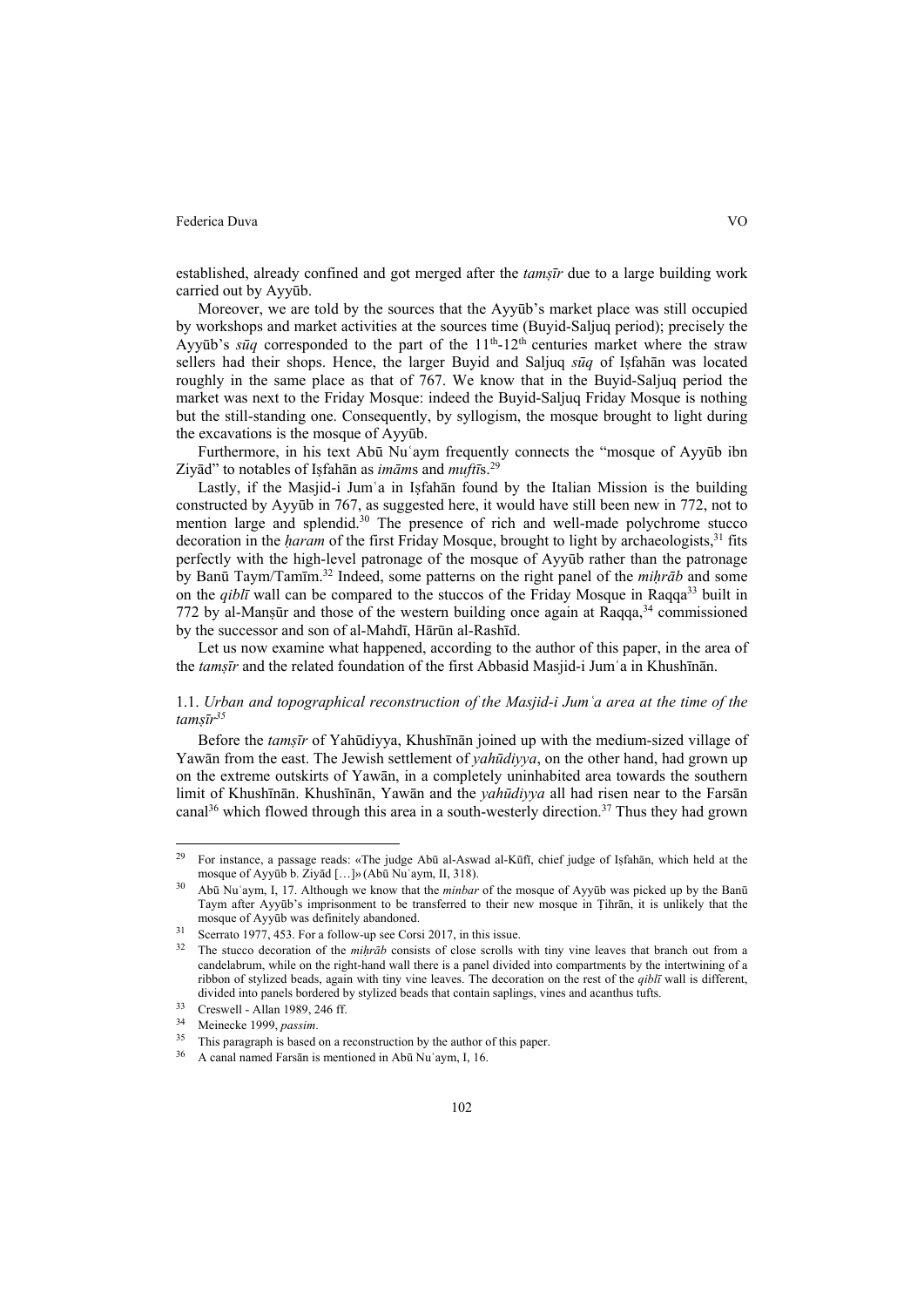established, already confined and got merged after the *tamṣīr* due to a large building work carried out by Ayyūb.

Moreover, we are told by the sources that the Ayyūb's market place was still occupied by workshops and market activities at the sources time (Buyid-Saljuq period); precisely the Ayyūb's *sūq* corresponded to the part of the 11th-12th centuries market where the straw sellers had their shops. Hence, the larger Buyid and Saljuq *sūq* of Iṣfahān was located roughly in the same place as that of 767. We know that in the Buyid-Saljuq period the market was next to the Friday Mosque: indeed the Buyid-Saljuq Friday Mosque is nothing but the still-standing one. Consequently, by syllogism, the mosque brought to light during the excavations is the mosque of Ayyūb.

Furthermore, in his text Abū Nuʿaym frequently connects the "mosque of Ayyūb ibn Ziyād" to notables of Iṣfahān as *imām*s and *muftī*s.[29]

Lastly, if the Masjid-i Jumʿa in Iṣfahān found by the Italian Mission is the building constructed by Ayyūb in 767, as suggested here, it would have still been new in 772, not to mention large and splendid.[30] The presence of rich and well-made polychrome stucco decoration in the *ḥaram* of the first Friday Mosque, brought to light by archaeologists,[31] fits perfectly with the high-level patronage of the mosque of Ayyūb rather than the patronage by Banū Taym/Tamīm.[32] Indeed, some patterns on the right panel of the *miḥrāb* and some on the *qiblī* wall can be compared to the stuccos of the Friday Mosque in Raqqa[33] built in 772 by al-Manṣūr and those of the western building once again at Raqqa,[34] commissioned by the successor and son of al-Mahdī, Hārūn al-Rashīd.

Let us now examine what happened, according to the author of this paper, in the area of the *tamṣīr* and the related foundation of the first Abbasid Masjid-i Jumʿa in Khushīnān.

### 1.1. *Urban and topographical reconstruction of the Masjid-i Jumʿa area at the time of the tamṣīr*[35]

Before the *tamṣīr* of Yahūdiyya, Khushīnān joined up with the medium-sized village of Yawān from the east. The Jewish settlement of *yahūdiyya*, on the other hand, had grown up on the extreme outskirts of Yawān, in a completely uninhabited area towards the southern limit of Khushīnān. Khushīnān, Yawān and the *yahūdiyya* all had risen near to the Farsān canal[36] which flowed through this area in a south-westerly direction.[37] Thus they had grown

---

[29] For instance, a passage reads: «The judge Abū al-Aswad al-Kūfī, chief judge of Iṣfahān, which held at the mosque of Ayyūb b. Ziyād […]» (Abū Nuʿaym, II, 318).

[30] Abū Nuʿaym, I, 17. Although we know that the *minbar* of the mosque of Ayyūb was picked up by the Banū Taym after Ayyūb's imprisonment to be transferred to their new mosque in Ṭihrān, it is unlikely that the mosque of Ayyūb was definitely abandoned.

[31] Scerrato 1977, 453. For a follow-up see Corsi 2017, in this issue.

[32] The stucco decoration of the *miḥrāb* consists of close scrolls with tiny vine leaves that branch out from a candelabrum, while on the right-hand wall there is a panel divided into compartments by the intertwining of a ribbon of stylized beads, again with tiny vine leaves. The decoration on the rest of the *qiblī* wall is different, divided into panels bordered by stylized beads that contain saplings, vines and acanthus tufts.

[33] Creswell - Allan 1989, 246 ff.

[34] Meinecke 1999, *passim*.

[35] This paragraph is based on a reconstruction by the author of this paper.

[36] A canal named Farsān is mentioned in Abū Nuʿaym, I, 16.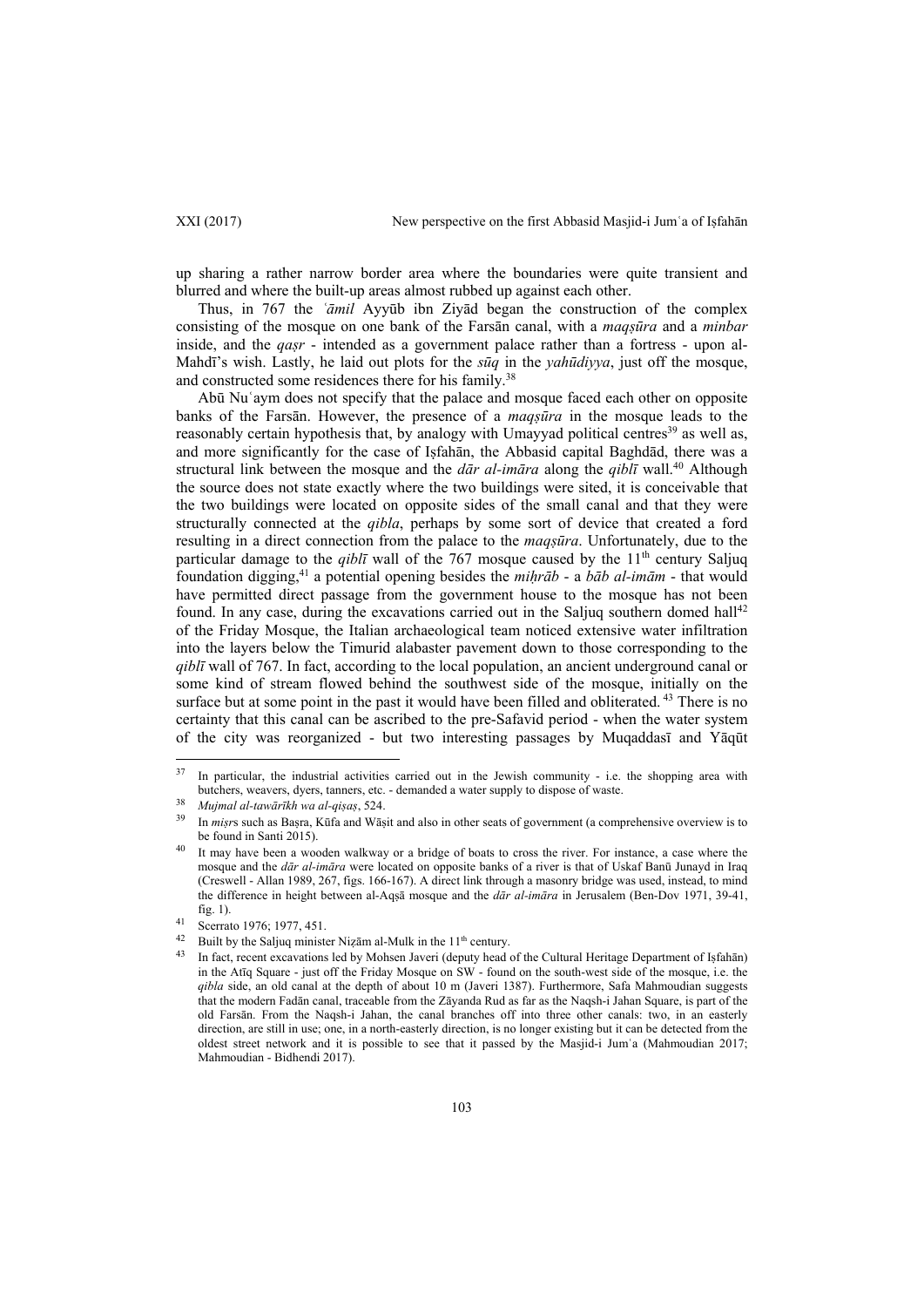up sharing a rather narrow border area where the boundaries were quite transient and blurred and where the built-up areas almost rubbed up against each other.

Thus, in 767 the *ʿāmil* Ayyūb ibn Ziyād began the construction of the complex consisting of the mosque on one bank of the Farsān canal, with a *maqṣūra* and a *minbar* inside, and the *qaṣr* - intended as a government palace rather than a fortress - upon al-Mahdī's wish. Lastly, he laid out plots for the *sūq* in the *yahūdiyya*, just off the mosque, and constructed some residences there for his family.[38]

Abū Nuʿaym does not specify that the palace and mosque faced each other on opposite banks of the Farsān. However, the presence of a *maqṣūra* in the mosque leads to the reasonably certain hypothesis that, by analogy with Umayyad political centres[39] as well as, and more significantly for the case of Iṣfahān, the Abbasid capital Baghdād, there was a structural link between the mosque and the *dār al-imāra* along the *qiblī* wall.[40] Although the source does not state exactly where the two buildings were sited, it is conceivable that the two buildings were located on opposite sides of the small canal and that they were structurally connected at the *qibla*, perhaps by some sort of device that created a ford resulting in a direct connection from the palace to the *maqṣūra*. Unfortunately, due to the particular damage to the *qiblī* wall of the 767 mosque caused by the 11[th] century Saljuq foundation digging,[41] a potential opening besides the *miḥrāb* - a *bāb al-imām* - that would have permitted direct passage from the government house to the mosque has not been found. In any case, during the excavations carried out in the Saljuq southern domed hall[42] of the Friday Mosque, the Italian archaeological team noticed extensive water infiltration into the layers below the Timurid alabaster pavement down to those corresponding to the *qiblī* wall of 767. In fact, according to the local population, an ancient underground canal or some kind of stream flowed behind the southwest side of the mosque, initially on the surface but at some point in the past it would have been filled and obliterated.[43] There is no certainty that this canal can be ascribed to the pre-Safavid period - when the water system of the city was reorganized - but two interesting passages by Muqaddasī and Yāqūt

---

[37] In particular, the industrial activities carried out in the Jewish community - i.e. the shopping area with butchers, weavers, dyers, tanners, etc. - demanded a water supply to dispose of waste.

[38] *Mujmal al-tawārīkh wa al-qiṣaṣ*, 524.

[39] In *miṣr*s such as Baṣra, Kūfa and Wāṣit and also in other seats of government (a comprehensive overview is to be found in Santi 2015).

[40] It may have been a wooden walkway or a bridge of boats to cross the river. For instance, a case where the mosque and the *dār al-imāra* were located on opposite banks of a river is that of Uskaf Banū Junayd in Iraq (Creswell - Allan 1989, 267, figs. 166-167). A direct link through a masonry bridge was used, instead, to mind the difference in height between al-Aqṣā mosque and the *dār al-imāra* in Jerusalem (Ben-Dov 1971, 39-41, fig. 1).

[41] Scerrato 1976; 1977, 451.

[42] Built by the Saljuq minister Niẓām al-Mulk in the 11[th] century.

[43] In fact, recent excavations led by Mohsen Javeri (deputy head of the Cultural Heritage Department of Iṣfahān) in the Atīq Square - just off the Friday Mosque on SW - found on the south-west side of the mosque, i.e. the *qibla* side, an old canal at the depth of about 10 m (Javeri 1387). Furthermore, Safa Mahmoudian suggests that the modern Fadān canal, traceable from the Zāyanda Rud as far as the Naqsh-i Jahan Square, is part of the old Farsān. From the Naqsh-i Jahan, the canal branches off into three other canals: two, in an easterly direction, are still in use; one, in a north-easterly direction, is no longer existing but it can be detected from the oldest street network and it is possible to see that it passed by the Masjid-i Jumʿa (Mahmoudian 2017; Mahmoudian - Bidhendi 2017).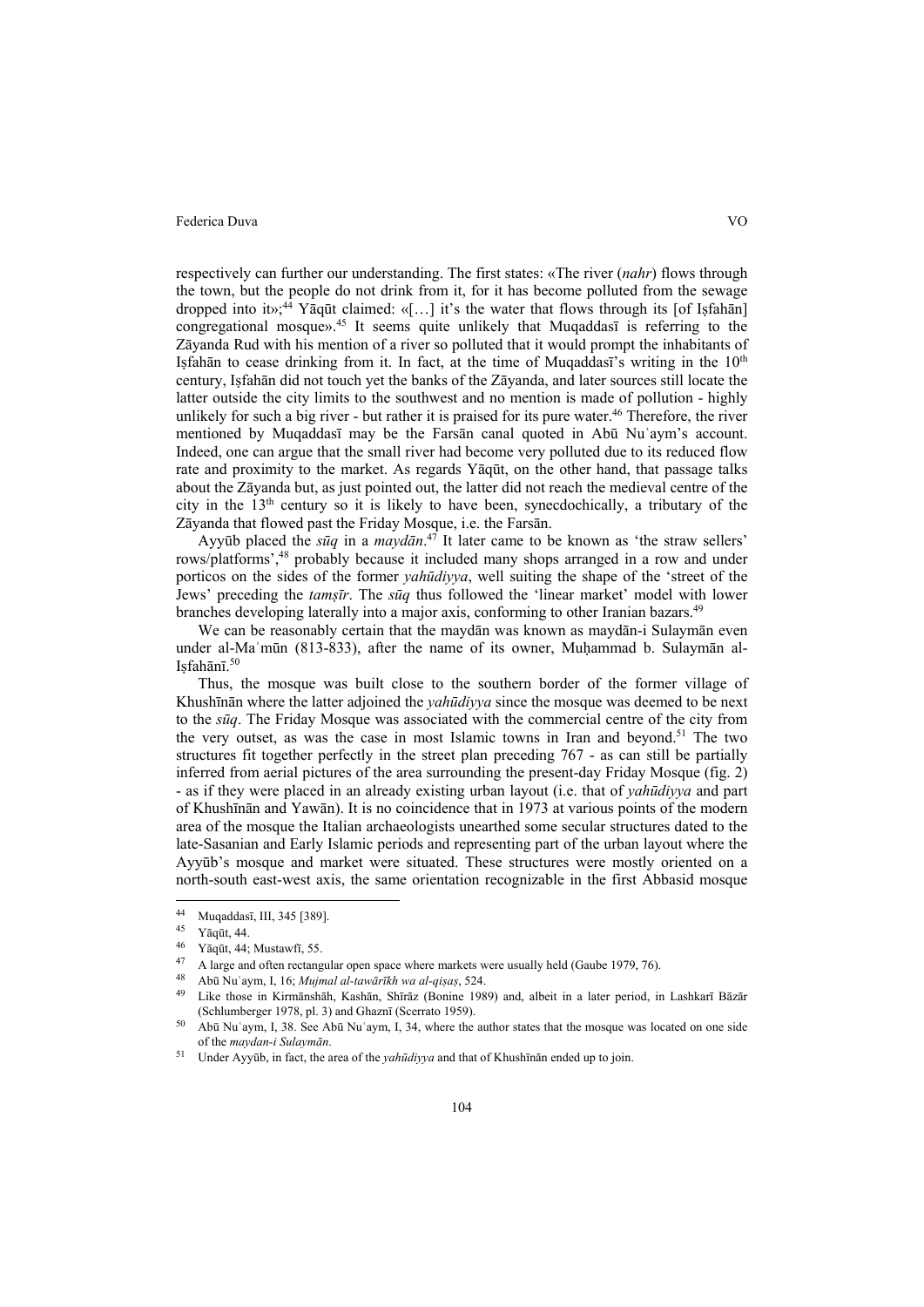respectively can further our understanding. The first states: «The river (*nahr*) flows through the town, but the people do not drink from it, for it has become polluted from the sewage dropped into it»;[44] Yāqūt claimed: «[…] it's the water that flows through its [of Iṣfahān] congregational mosque».[45] It seems quite unlikely that Muqaddasī is referring to the Zāyanda Rud with his mention of a river so polluted that it would prompt the inhabitants of Iṣfahān to cease drinking from it. In fact, at the time of Muqaddasī's writing in the 10th century, Iṣfahān did not touch yet the banks of the Zāyanda, and later sources still locate the latter outside the city limits to the southwest and no mention is made of pollution - highly unlikely for such a big river - but rather it is praised for its pure water.[46] Therefore, the river mentioned by Muqaddasī may be the Farsān canal quoted in Abū Nuʿaym's account. Indeed, one can argue that the small river had become very polluted due to its reduced flow rate and proximity to the market. As regards Yāqūt, on the other hand, that passage talks about the Zāyanda but, as just pointed out, the latter did not reach the medieval centre of the city in the 13th century so it is likely to have been, synecdochically, a tributary of the Zāyanda that flowed past the Friday Mosque, i.e. the Farsān.

Ayyūb placed the *sūq* in a *maydān*.[47] It later came to be known as 'the straw sellers' rows/platforms',[48] probably because it included many shops arranged in a row and under porticos on the sides of the former *yahūdiyya*, well suiting the shape of the 'street of the Jews' preceding the *tamṣīr*. The *sūq* thus followed the 'linear market' model with lower branches developing laterally into a major axis, conforming to other Iranian bazars.[49]

We can be reasonably certain that the maydān was known as maydān-i Sulaymān even under al-Maʾmūn (813-833), after the name of its owner, Muḥammad b. Sulaymān al-Iṣfahānī.[50]

Thus, the mosque was built close to the southern border of the former village of Khushīnān where the latter adjoined the *yahūdiyya* since the mosque was deemed to be next to the *sūq*. The Friday Mosque was associated with the commercial centre of the city from the very outset, as was the case in most Islamic towns in Iran and beyond.[51] The two structures fit together perfectly in the street plan preceding 767 - as can still be partially inferred from aerial pictures of the area surrounding the present-day Friday Mosque (fig. 2) - as if they were placed in an already existing urban layout (i.e. that of *yahūdiyya* and part of Khushīnān and Yawān). It is no coincidence that in 1973 at various points of the modern area of the mosque the Italian archaeologists unearthed some secular structures dated to the late-Sasanian and Early Islamic periods and representing part of the urban layout where the Ayyūb's mosque and market were situated. These structures were mostly oriented on a north-south east-west axis, the same orientation recognizable in the first Abbasid mosque

---

[44] Muqaddasī, III, 345 [389].

[45] Yāqūt, 44.

[46] Yāqūt, 44; Mustawfī, 55.

[47] A large and often rectangular open space where markets were usually held (Gaube 1979, 76).

[48] Abū Nuʿaym, I, 16; *Mujmal al-tawārīkh wa al-qiṣaṣ*, 524.

[49] Like those in Kirmānshāh, Kashān, Shīrāz (Bonine 1989) and, albeit in a later period, in Lashkarī Bāzār (Schlumberger 1978, pl. 3) and Ghaznī (Scerrato 1959).

[50] Abū Nuʿaym, I, 38. See Abū Nuʿaym, I, 34, where the author states that the mosque was located on one side of the *maydan-i Sulaymān*.

[51] Under Ayyūb, in fact, the area of the *yahūdiyya* and that of Khushīnān ended up to join.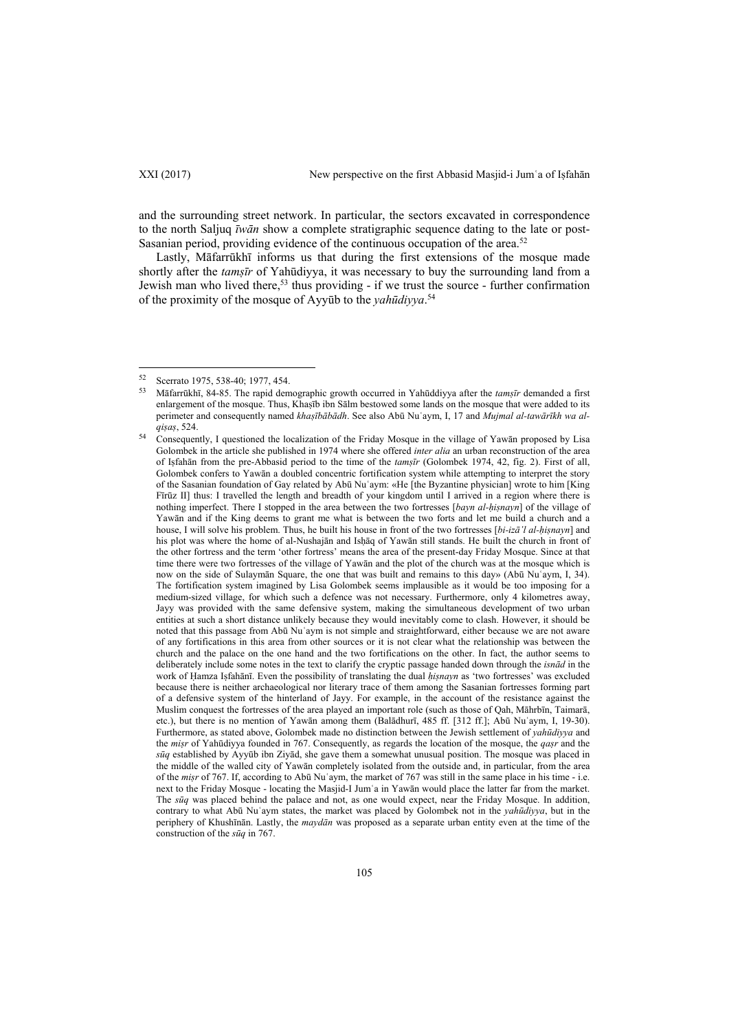and the surrounding street network. In particular, the sectors excavated in correspondence to the north Saljuq *īwān* show a complete stratigraphic sequence dating to the late or post-Sasanian period, providing evidence of the continuous occupation of the area.[52]

Lastly, Māfarrūkhī informs us that during the first extensions of the mosque made shortly after the *tamṣīr* of Yahūdiyya, it was necessary to buy the surrounding land from a Jewish man who lived there,[53] thus providing - if we trust the source - further confirmation of the proximity of the mosque of Ayyūb to the *yahūdiyya*.[54]

---

[52] Scerrato 1975, 538-40; 1977, 454.

[53] Māfarrūkhī, 84-85. The rapid demographic growth occurred in Yahūddiyya after the *tamṣīr* demanded a first enlargement of the mosque. Thus, Khaṣīb ibn Sālm bestowed some lands on the mosque that were added to its perimeter and consequently named *khaṣībābādh*. See also Abū Nuʿaym, I, 17 and *Mujmal al-tawārīkh wa al-qiṣaṣ*, 524.

[54] Consequently, I questioned the localization of the Friday Mosque in the village of Yawān proposed by Lisa Golombek in the article she published in 1974 where she offered *inter alia* an urban reconstruction of the area of Iṣfahān from the pre-Abbasid period to the time of the *tamṣīr* (Golombek 1974, 42, fig. 2). First of all, Golombek confers to Yawān a doubled concentric fortification system while attempting to interpret the story of the Sasanian foundation of Gay related by Abū Nuʿaym: «He [the Byzantine physician] wrote to him [King Fīrūz II] thus: I travelled the length and breadth of your kingdom until I arrived in a region where there is nothing imperfect. There I stopped in the area between the two fortresses [*bayn al-ḥiṣnayn*] of the village of Yawān and if the King deems to grant me what is between the two forts and let me build a church and a house, I will solve his problem. Thus, he built his house in front of the two fortresses [*bi-izā'l al-ḥiṣnayn*] and his plot was where the home of al-Nushajān and Isḥāq of Yawān still stands. He built the church in front of the other fortress and the term 'other fortress' means the area of the present-day Friday Mosque. Since at that time there were two fortresses of the village of Yawān and the plot of the church was at the mosque which is now on the side of Sulaymān Square, the one that was built and remains to this day» (Abū Nuʿaym, I, 34). The fortification system imagined by Lisa Golombek seems implausible as it would be too imposing for a medium-sized village, for which such a defence was not necessary. Furthermore, only 4 kilometres away, Jayy was provided with the same defensive system, making the simultaneous development of two urban entities at such a short distance unlikely because they would inevitably come to clash. However, it should be noted that this passage from Abū Nuʿaym is not simple and straightforward, either because we are not aware of any fortifications in this area from other sources or it is not clear what the relationship was between the church and the palace on the one hand and the two fortifications on the other. In fact, the author seems to deliberately include some notes in the text to clarify the cryptic passage handed down through the *isnād* in the work of Ḥamza Iṣfahānī. Even the possibility of translating the dual *ḥiṣnayn* as 'two fortresses' was excluded because there is neither archaeological nor literary trace of them among the Sasanian fortresses forming part of a defensive system of the hinterland of Jayy. For example, in the account of the resistance against the Muslim conquest the fortresses of the area played an important role (such as those of Qah, Māhrbīn, Taimarā, etc.), but there is no mention of Yawān among them (Balādhurī, 485 ff. [312 ff.]; Abū Nuʿaym, I, 19-30). Furthermore, as stated above, Golombek made no distinction between the Jewish settlement of *yahūdiyya* and the *miṣr* of Yahūdiyya founded in 767. Consequently, as regards the location of the mosque, the *qaṣr* and the *sūq* established by Ayyūb ibn Ziyād, she gave them a somewhat unusual position. The mosque was placed in the middle of the walled city of Yawān completely isolated from the outside and, in particular, from the area of the *miṣr* of 767. If, according to Abū Nuʿaym, the market of 767 was still in the same place in his time - i.e. next to the Friday Mosque - locating the Masjid-I Jumʿa in Yawān would place the latter far from the market. The *sūq* was placed behind the palace and not, as one would expect, near the Friday Mosque. In addition, contrary to what Abū Nuʿaym states, the market was placed by Golombek not in the *yahūdiyya*, but in the periphery of Khushīnān. Lastly, the *maydān* was proposed as a separate urban entity even at the time of the construction of the *sūq* in 767.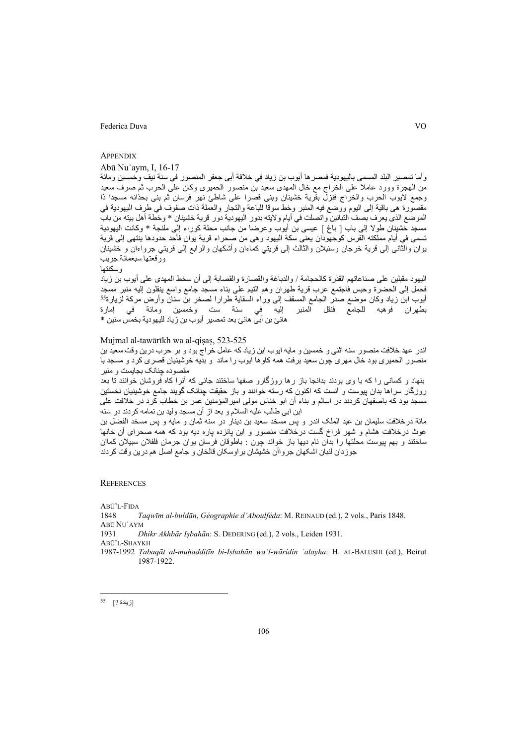## Appendix

Abū Nuʿaym, I, 16-17

وأما تمصير البلد المسمى باليهودية فمصرها أيوب بن زياد في خلافة أبي جعفر المنصور في سنة نيف وخمسين ومائة من الهجرة وورد عاملا على الخراج مع خال المهدى سعيد بن منصور الحميرى وكان على الحرب ثم صرف سعيد وجمع لايوب الحرب والخراج فنزل بقرية خشينان وبنى قصرا على شاطئ نهر فرسان ثم بنى بحذائه مسجدا ذا مقصورة هى باقية إلى اليوم ووضع فيه المنبر وخط سوقا للباعة والتجار والعملة ذات صفوف في طرف اليهودية في الموضع الذى يعرف بصف التبانين واتصلت في أيام ولايته بدور اليهودية دور قرية خشينان * وخطة أهل بيته من باب مسجد خشينان طولا إلى باب [ باغ ] عيسى بن أيوب وعرضا من جانب محلة كوراء إلى ملنجة * وكانت اليهودية تسمى في أيام مملكته الفرس كوجهودان يعنى سكة اليهود وهى من صحراء قرية يوان فأحد حدودها ينتهى إلى قرية يوان والثانى إلى قرية خرجان وسنبلان والثالث إلى قريتي كماهان وأشكهان والرابع إلى قريتي جرواءان و خشينان ورقعتها سبعمائة جريب

وسكنتها

اليهود مقبلين على صناعاتهم القذرة كالحجامة / والدباغة والقصارة والقصابة إلى أن سخط المهدى على أيوب بن زياد فحمل إلى الحضرة وحبس فاجتمع عرب قرية طهران وهم التيم على بناء مسجد جامع واسع ينقلون إليه منبر مسجد أيوب ابن زياد وكان موضع صدر الجامع المسقف إلى وراء السقاية طرارا لصخر بن سنان وأرض مركة لزيارة[55] بطهران فوهبه للجامع فنقل المنبر إليه في سنة ست وخمسين ومائة في إمارة هانئ بن أبى هانئ بعد تمصير أيوب بن زياد لليهودية بخمس سنين *

Mujmal al-tawārīkh wa al-qiṣaṣ, 523-525

اندر عهد خلافت منصور سنه اثنى و خمسين و مايه ايوب ابن زياد كه عامل خراج بود و بر حرب درين وقت سعيد بن منصور الحميرى بود خال مهرى چون سعيد برفت همه كاوها ايوب را ماند و بديه خوشينيان قصرى كرد و مسجد با مقصوده چنانک بجايست و منبر

بنهاد و كسانى را كه با وى بودند بدانجا باز رها روزگارو صفها ساختند جائى كه آنرا كاه فروشان خوانند تا بعد روزگار سراها بدان پيوست و آنست كه اكنون كه رسته خوانند و باز حقيقت چنانک گويند جامع خوشينيان نخستين مسجد بود كه باصفهان كردند در اسالم و بناء أن ابو خناس مولى اميرالمؤمنين عمر بن خطاب كرد در خلافت على ابن ابى طالب عليه السلام و بعد از آن مسجد وليد بن نمامه كردند در سنه

مائة درخلافت سليمان بن عبد الملك اندر و پس مسخد سعيد بن دينار در سنه ثمان و مايه و پس مسخد الفضل بن عوث درخلافت هشام و شهر فراخ گست درخلافت منصور و اين پانزده پاره ديه بود كه همه صحراى أن خانها ساختند و بهم پيوست محلتها را بدان نام ديها باز خواند چون : باطوقان فرسان يوان جرمان فلفلان سبيلان كمالن جوزدان لنبان اشكهان جرواأن خشيشان براوسكان قالخان و جامع اصل هم درين وقت كردند

## References

Abū'l-Fidā

1848 *Taqwīm al-buldān*, *Géographie d'Aboulféda*: M. Reinaud (ed.), 2 vols., Paris 1848.

Abū Nuʿaym

1931 *Dhikr Akhbār Iṣbahān*: S. Dedering (ed.), 2 vols., Leiden 1931.

Abū'l-Shaykh

1987-1992 *Ṭabaqāt al-muḥaddiṭīn bi-Iṣbahān wa'l-wāridin ʿalayha*: H. al-Balushi (ed.), Beirut 1987-1922.

---

[55] [زيادة ?]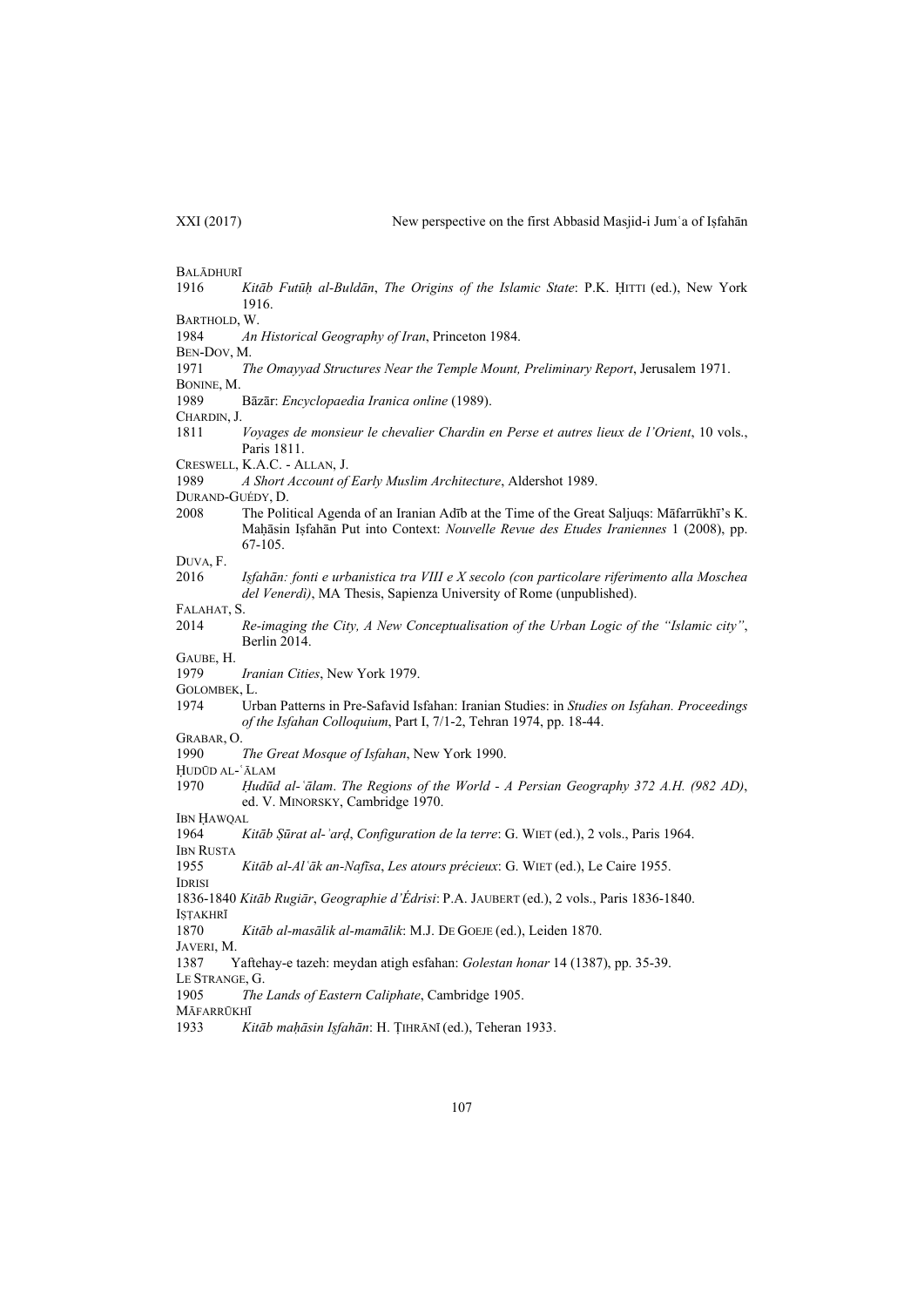BALĀDHURĪ

1916 *Kitāb Futūḥ al-Buldān*, *The Origins of the Islamic State*: P.K. ḤITTI (ed.), New York 1916.

BARTHOLD, W.

1984 *An Historical Geography of Iran*, Princeton 1984.

BEN-DOV, M.

1971 *The Omayyad Structures Near the Temple Mount, Preliminary Report*, Jerusalem 1971.

BONINE, M.

1989 Bāzār: *Encyclopaedia Iranica online* (1989).

CHARDIN, J.

1811 *Voyages de monsieur le chevalier Chardin en Perse et autres lieux de l'Orient*, 10 vols., Paris 1811.

CRESWELL, K.A.C. - ALLAN, J.

1989 *A Short Account of Early Muslim Architecture*, Aldershot 1989.

DURAND-GUÉDY, D.

2008 The Political Agenda of an Iranian Adīb at the Time of the Great Saljuqs: Māfarrūkhī's K. Maḥāsin Iṣfahān Put into Context: *Nouvelle Revue des Etudes Iraniennes* 1 (2008), pp. 67-105.

DUVA, F.

2016 *Isfahān: fonti e urbanistica tra VIII e X secolo (con particolare riferimento alla Moschea del Venerdì)*, MA Thesis, Sapienza University of Rome (unpublished).

FALAHAT, S.

2014 *Re-imaging the City, A New Conceptualisation of the Urban Logic of the "Islamic city"*, Berlin 2014.

GAUBE, H.

1979 *Iranian Cities*, New York 1979.

GOLOMBEK, L.

1974 Urban Patterns in Pre-Safavid Isfahan: Iranian Studies: in *Studies on Isfahan. Proceedings of the Isfahan Colloquium*, Part I, 7/1-2, Tehran 1974, pp. 18-44.

GRABAR, O.

1990 *The Great Mosque of Isfahan*, New York 1990.

ḤUDŪD AL-ʿĀLAM

1970 *Ḥudūd al-ʿālam*. *The Regions of the World - A Persian Geography 372 A.H. (982 AD)*, ed. V. MINORSKY, Cambridge 1970.

IBN ḤAWQAL

1964 *Kitāb Ṣūrat al-ʾarḍ*, *Configuration de la terre*: G. WIET (ed.), 2 vols., Paris 1964.

IBN RUSTA

1955 *Kitāb al-Alʿāk an-Nafīsa*, *Les atours précieux*: G. WIET (ed.), Le Caire 1955.

IDRISI

1836-1840 *Kitāb Rugiār*, *Geographie d'Édrisi*: P.A. JAUBERT (ed.), 2 vols., Paris 1836-1840.

IṢṬAKHRĪ

1870 *Kitāb al-masālik al-mamālik*: M.J. DE GOEJE (ed.), Leiden 1870.

JAVERI, M.

1387 Yaftehay-e tazeh: meydan atigh esfahan: *Golestan honar* 14 (1387), pp. 35-39.

LE STRANGE, G.

1905 *The Lands of Eastern Caliphate*, Cambridge 1905.

MĀFARRŪKHĪ

1933 *Kitāb maḥāsin Iṣfahān*: H. ṬIHRĀNĪ (ed.), Teheran 1933.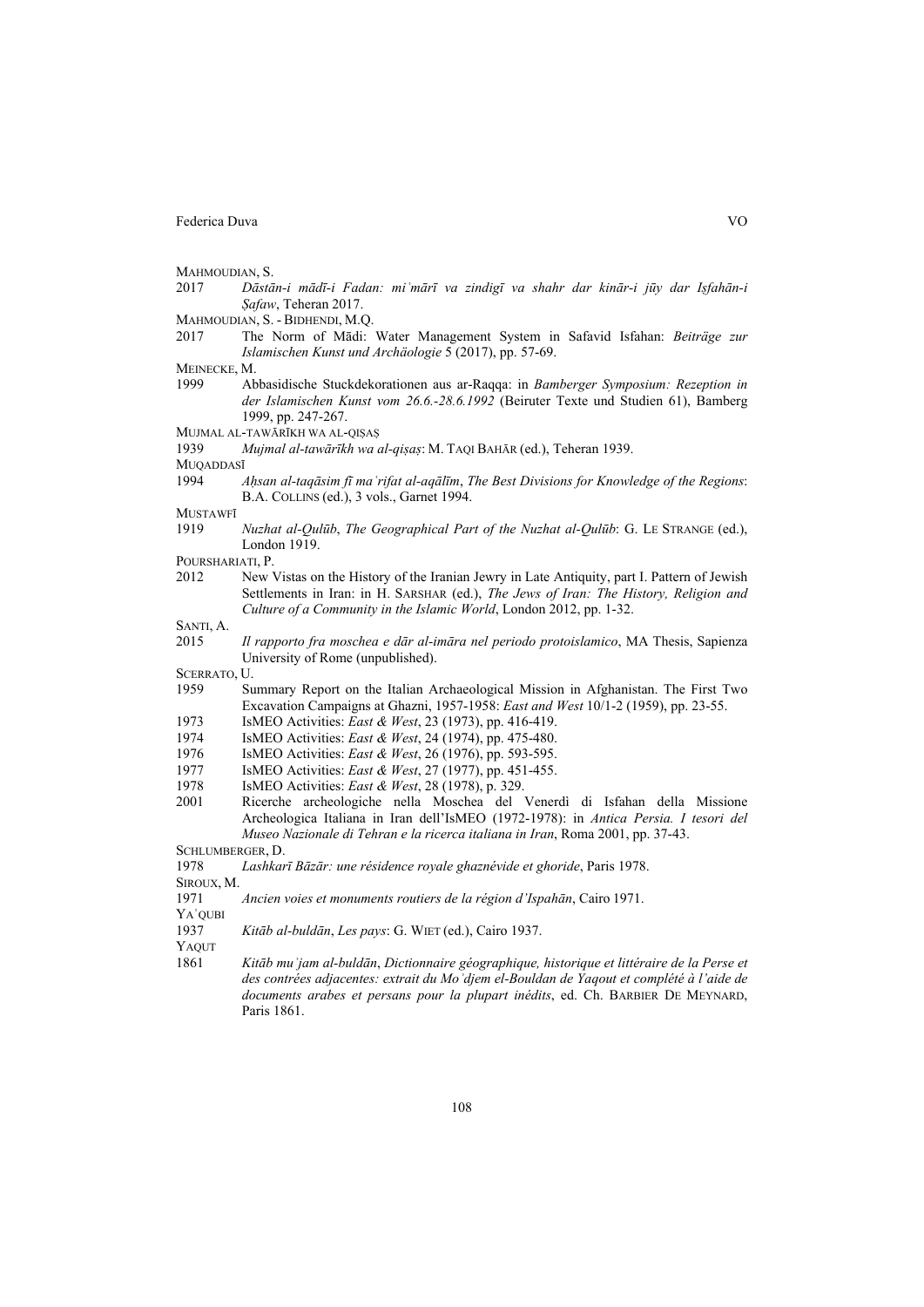MAHMOUDIAN, S.

2017 *Dāstān-i mādī-i Fadan: miʿmārī va zindigī va shahr dar kinār-i jūy dar Iṣfahān-i Ṣafaw*, Teheran 2017.

MAHMOUDIAN, S. - BIDHENDI, M.Q.

2017 The Norm of Mādi: Water Management System in Safavid Isfahan: *Beiträge zur Islamischen Kunst und Archäologie* 5 (2017), pp. 57-69.

MEINECKE, M.

1999 Abbasidische Stuckdekorationen aus ar-Raqqa: in *Bamberger Symposium: Rezeption in der Islamischen Kunst vom 26.6.-28.6.1992* (Beiruter Texte und Studien 61), Bamberg 1999, pp. 247-267.

MUJMAL AL-TAWĀRĪKH WA AL-QIṢAṢ

1939 *Mujmal al-tawārīkh wa al-qiṣaṣ*: M. TAQI BAHĀR (ed.), Teheran 1939.

MUQADDASĪ

1994 *Aḥsan al-taqāsim fī maʿrifat al-aqālīm*, *The Best Divisions for Knowledge of the Regions*: B.A. COLLINS (ed.), 3 vols., Garnet 1994.

MUSTAWFĪ

1919 *Nuzhat al-Qulūb*, *The Geographical Part of the Nuzhat al-Qulūb*: G. LE STRANGE (ed.), London 1919.

POURSHARIATI, P.

2012 New Vistas on the History of the Iranian Jewry in Late Antiquity, part I. Pattern of Jewish Settlements in Iran: in H. SARSHAR (ed.), *The Jews of Iran: The History, Religion and Culture of a Community in the Islamic World*, London 2012, pp. 1-32.

SANTI, A.

2015 *Il rapporto fra moschea e dār al-imāra nel periodo protoislamico*, MA Thesis, Sapienza University of Rome (unpublished).

SCERRATO, U.

1959 Summary Report on the Italian Archaeological Mission in Afghanistan. The First Two Excavation Campaigns at Ghazni, 1957-1958: *East and West* 10/1-2 (1959), pp. 23-55.

1973 IsMEO Activities: *East & West*, 23 (1973), pp. 416-419.

1974 IsMEO Activities: *East & West*, 24 (1974), pp. 475-480.

1976 IsMEO Activities: *East & West*, 26 (1976), pp. 593-595.

1977 IsMEO Activities: *East & West*, 27 (1977), pp. 451-455.

1978 IsMEO Activities: *East & West*, 28 (1978), p. 329.

2001 Ricerche archeologiche nella Moschea del Venerdì di Isfahan della Missione Archeologica Italiana in Iran dell'IsMEO (1972-1978): in *Antica Persia. I tesori del Museo Nazionale di Tehran e la ricerca italiana in Iran*, Roma 2001, pp. 37-43.

SCHLUMBERGER, D.

1978 *Lashkarī Bāzār: une résidence royale ghaznévide et ghoride*, Paris 1978.

SIROUX, M.

1971 *Ancien voies et monuments routiers de la région d'Ispahān*, Cairo 1971.

YAʿQUBI

1937 *Kitāb al-buldān*, *Les pays*: G. WIET (ed.), Cairo 1937.

YAQUT

1861 *Kitāb muʿjam al-buldān*, *Dictionnaire géographique, historique et littéraire de la Perse et des contrées adjacentes: extrait du Moʿdjem el-Bouldan de Yaqout et complété à l'aide de documents arabes et persans pour la plupart inédits*, ed. Ch. BARBIER DE MEYNARD, Paris 1861.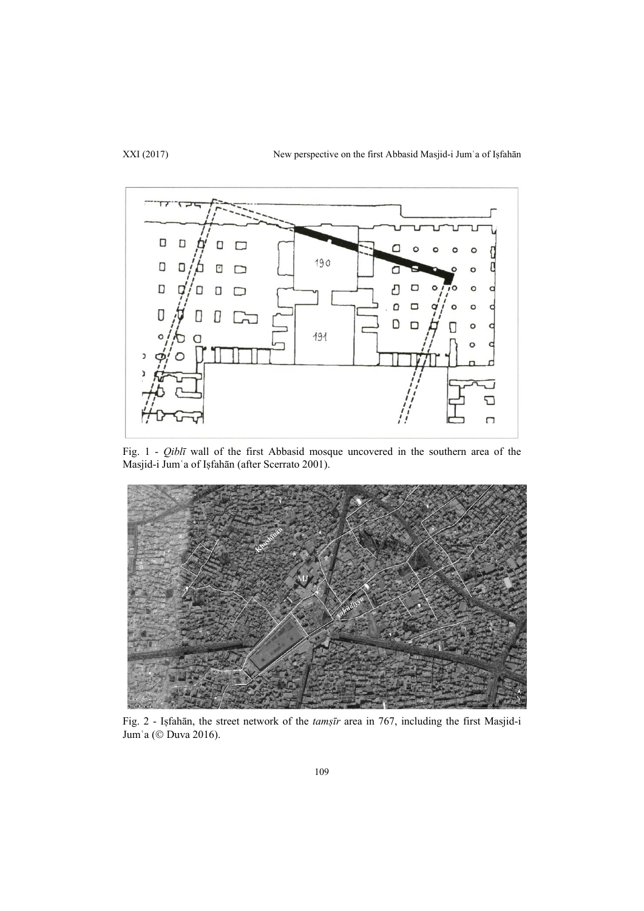Fig. 1 - *Qiblī* wall of the first Abbasid mosque uncovered in the southern area of the Masjid-i Jumʿa of Iṣfahān (after Scerrato 2001).

Fig. 2 - Iṣfahān, the street network of the *tamṣīr* area in 767, including the first Masjid-i Jumʿa (© Duva 2016).